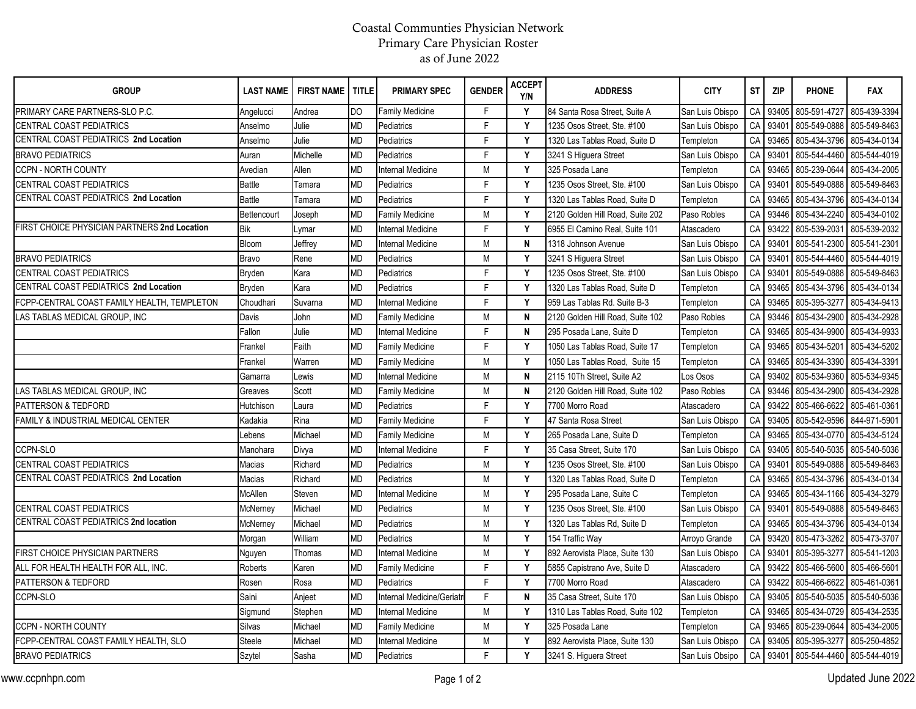# Coastal Communties Physician Network
## Primary Care Physician Roster
### as of June 2022

| GROUP | LAST NAME | FIRST NAME | TITLE | PRIMARY SPEC | GENDER | ACCEPT Y/N | ADDRESS | CITY | ST | ZIP | PHONE | FAX |
|---|---|---|---|---|---|---|---|---|---|---|---|---|
| PRIMARY CARE PARTNERS-SLO P.C. | Angelucci | Andrea | DO | Family Medicine | F | Y | 84 Santa Rosa Street, Suite A | San Luis Obispo | CA | 93405 | 805-591-4727 | 805-439-3394 |
| CENTRAL COAST PEDIATRICS | Anselmo | Julie | MD | Pediatrics | F | Y | 1235 Osos Street, Ste. #100 | San Luis Obispo | CA | 93401 | 805-549-0888 | 805-549-8463 |
| CENTRAL COAST PEDIATRICS **2nd Location** | Anselmo | Julie | MD | Pediatrics | F | Y | 1320 Las Tablas Road, Suite D | Templeton | CA | 93465 | 805-434-3796 | 805-434-0134 |
| BRAVO PEDIATRICS | Auran | Michelle | MD | Pediatrics | F | Y | 3241 S Higuera Street | San Luis Obispo | CA | 93401 | 805-544-4460 | 805-544-4019 |
| CCPN - NORTH COUNTY | Avedian | Allen | MD | Internal Medicine | M | Y | 325 Posada Lane | Templeton | CA | 93465 | 805-239-0644 | 805-434-2005 |
| CENTRAL COAST PEDIATRICS | Battle | Tamara | MD | Pediatrics | F | Y | 1235 Osos Street, Ste. #100 | San Luis Obispo | CA | 93401 | 805-549-0888 | 805-549-8463 |
| CENTRAL COAST PEDIATRICS **2nd Location** | Battle | Tamara | MD | Pediatrics | F | Y | 1320 Las Tablas Road, Suite D | Templeton | CA | 93465 | 805-434-3796 | 805-434-0134 |
| | Bettencourt | Joseph | MD | Family Medicine | M | Y | 2120 Golden Hill Road, Suite 202 | Paso Robles | CA | 93446 | 805-434-2240 | 805-434-0102 |
| FIRST CHOICE PHYSICIAN PARTNERS **2nd Location** | Bik | Lymar | MD | Internal Medicine | F | Y | 6955 El Camino Real, Suite 101 | Atascadero | CA | 93422 | 805-539-2031 | 805-539-2032 |
| | Bloom | Jeffrey | MD | Internal Medicine | M | N | 1318 Johnson Avenue | San Luis Obispo | CA | 93401 | 805-541-2300 | 805-541-2301 |
| BRAVO PEDIATRICS | Bravo | Rene | MD | Pediatrics | M | Y | 3241 S Higuera Street | San Luis Obispo | CA | 93401 | 805-544-4460 | 805-544-4019 |
| CENTRAL COAST PEDIATRICS | Bryden | Kara | MD | Pediatrics | F | Y | 1235 Osos Street, Ste. #100 | San Luis Obispo | CA | 93401 | 805-549-0888 | 805-549-8463 |
| CENTRAL COAST PEDIATRICS **2nd Location** | Bryden | Kara | MD | Pediatrics | F | Y | 1320 Las Tablas Road, Suite D | Templeton | CA | 93465 | 805-434-3796 | 805-434-0134 |
| FCPP-CENTRAL COAST FAMILY HEALTH, TEMPLETON | Choudhari | Suvarna | MD | Internal Medicine | F | Y | 959 Las Tablas Rd. Suite B-3 | Templeton | CA | 93465 | 805-395-3277 | 805-434-9413 |
| LAS TABLAS MEDICAL GROUP, INC | Davis | John | MD | Family Medicine | M | N | 2120 Golden Hill Road, Suite 102 | Paso Robles | CA | 93446 | 805-434-2900 | 805-434-2928 |
| | Fallon | Julie | MD | Internal Medicine | F | N | 295 Posada Lane, Suite D | Templeton | CA | 93465 | 805-434-9900 | 805-434-9933 |
| | Frankel | Faith | MD | Family Medicine | F | Y | 1050 Las Tablas Road, Suite 17 | Templeton | CA | 93465 | 805-434-5201 | 805-434-5202 |
| | Frankel | Warren | MD | Family Medicine | M | Y | 1050 Las Tablas Road, Suite 15 | Templeton | CA | 93465 | 805-434-3390 | 805-434-3391 |
| | Gamarra | Lewis | MD | Internal Medicine | M | N | 2115 10Th Street, Suite A2 | Los Osos | CA | 93402 | 805-534-9360 | 805-534-9345 |
| LAS TABLAS MEDICAL GROUP, INC | Greaves | Scott | MD | Family Medicine | M | N | 2120 Golden Hill Road, Suite 102 | Paso Robles | CA | 93446 | 805-434-2900 | 805-434-2928 |
| PATTERSON & TEDFORD | Hutchison | Laura | MD | Pediatrics | F | Y | 7700 Morro Road | Atascadero | CA | 93422 | 805-466-6622 | 805-461-0361 |
| FAMILY & INDUSTRIAL MEDICAL CENTER | Kadakia | Rina | MD | Family Medicine | F | Y | 47 Santa Rosa Street | San Luis Obispo | CA | 93405 | 805-542-9596 | 844-971-5901 |
| | Lebens | Michael | MD | Family Medicine | M | Y | 265 Posada Lane, Suite D | Templeton | CA | 93465 | 805-434-0770 | 805-434-5124 |
| CCPN-SLO | Manohara | Divya | MD | Internal Medicine | F | Y | 35 Casa Street, Suite 170 | San Luis Obispo | CA | 93405 | 805-540-5035 | 805-540-5036 |
| CENTRAL COAST PEDIATRICS | Macias | Richard | MD | Pediatrics | M | Y | 1235 Osos Street, Ste. #100 | San Luis Obispo | CA | 93401 | 805-549-0888 | 805-549-8463 |
| CENTRAL COAST PEDIATRICS **2nd Location** | Macias | Richard | MD | Pediatrics | M | Y | 1320 Las Tablas Road, Suite D | Templeton | CA | 93465 | 805-434-3796 | 805-434-0134 |
| | McAllen | Steven | MD | Internal Medicine | M | Y | 295 Posada Lane, Suite C | Templeton | CA | 93465 | 805-434-1166 | 805-434-3279 |
| CENTRAL COAST PEDIATRICS | McNerney | Michael | MD | Pediatrics | M | Y | 1235 Osos Street, Ste. #100 | San Luis Obispo | CA | 93401 | 805-549-0888 | 805-549-8463 |
| CENTRAL COAST PEDIATRICS **2nd location** | McNerney | Michael | MD | Pediatrics | M | Y | 1320 Las Tablas Rd, Suite D | Templeton | CA | 93465 | 805-434-3796 | 805-434-0134 |
| | Morgan | William | MD | Pediatrics | M | Y | 154 Traffic Way | Arroyo Grande | CA | 93420 | 805-473-3262 | 805-473-3707 |
| FIRST CHOICE PHYSICIAN PARTNERS | Nguyen | Thomas | MD | Internal Medicine | M | Y | 892 Aerovista Place, Suite 130 | San Luis Obispo | CA | 93401 | 805-395-3277 | 805-541-1203 |
| ALL FOR HEALTH HEALTH FOR ALL, INC. | Roberts | Karen | MD | Family Medicine | F | Y | 5855 Capistrano Ave, Suite D | Atascadero | CA | 93422 | 805-466-5600 | 805-466-5601 |
| PATTERSON & TEDFORD | Rosen | Rosa | MD | Pediatrics | F | Y | 7700 Morro Road | Atascadero | CA | 93422 | 805-466-6622 | 805-461-0361 |
| CCPN-SLO | Saini | Anjeet | MD | Internal Medicine/Geriatri | F | N | 35 Casa Street, Suite 170 | San Luis Obispo | CA | 93405 | 805-540-5035 | 805-540-5036 |
| | Sigmund | Stephen | MD | Internal Medicine | M | Y | 1310 Las Tablas Road, Suite 102 | Templeton | CA | 93465 | 805-434-0729 | 805-434-2535 |
| CCPN - NORTH COUNTY | Silvas | Michael | MD | Family Medicine | M | Y | 325 Posada Lane | Templeton | CA | 93465 | 805-239-0644 | 805-434-2005 |
| FCPP-CENTRAL COAST FAMILY HEALTH, SLO | Steele | Michael | MD | Internal Medicine | M | Y | 892 Aerovista Place, Suite 130 | San Luis Obispo | CA | 93405 | 805-395-3277 | 805-250-4852 |
| BRAVO PEDIATRICS | Szytel | Sasha | MD | Pediatrics | F | Y | 3241 S. Higuera Street | San Luis Obsipo | CA | 93401 | 805-544-4460 | 805-544-4019 |

www.ccpnhpn.com

Updated June 2022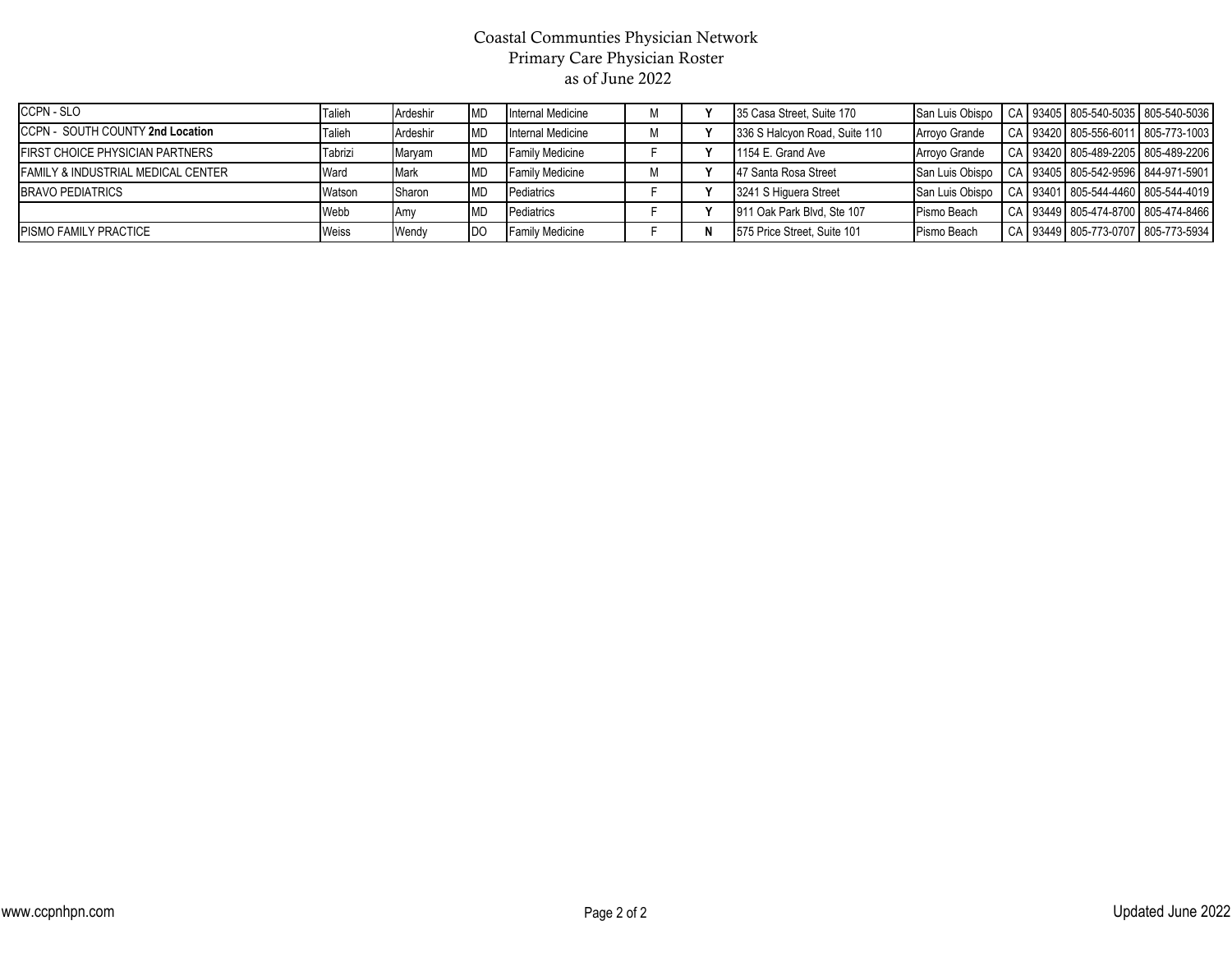Coastal Communties Physician Network
Primary Care Physician Roster
as of June 2022

| | | | | | | | | | | | | |
|---|---|---|---|---|---|---|---|---|---|---|---|---|
| CCPN - SLO | Talieh | Ardeshir | MD | Internal Medicine | M | **Y** | 35 Casa Street, Suite 170 | San Luis Obispo | CA | 93405 | 805-540-5035 | 805-540-5036 |
| CCPN - SOUTH COUNTY **2nd Location** | Talieh | Ardeshir | MD | Internal Medicine | M | **Y** | 336 S Halcyon Road, Suite 110 | Arroyo Grande | CA | 93420 | 805-556-6011 | 805-773-1003 |
| FIRST CHOICE PHYSICIAN PARTNERS | Tabrizi | Maryam | MD | Family Medicine | F | **Y** | 1154 E. Grand Ave | Arroyo Grande | CA | 93420 | 805-489-2205 | 805-489-2206 |
| FAMILY & INDUSTRIAL MEDICAL CENTER | Ward | Mark | MD | Family Medicine | M | **Y** | 47 Santa Rosa Street | San Luis Obispo | CA | 93405 | 805-542-9596 | 844-971-5901 |
| BRAVO PEDIATRICS | Watson | Sharon | MD | Pediatrics | F | **Y** | 3241 S Higuera Street | San Luis Obispo | CA | 93401 | 805-544-4460 | 805-544-4019 |
| | Webb | Amy | MD | Pediatrics | F | **Y** | 911 Oak Park Blvd, Ste 107 | Pismo Beach | CA | 93449 | 805-474-8700 | 805-474-8466 |
| PISMO FAMILY PRACTICE | Weiss | Wendy | DO | Family Medicine | F | **N** | 575 Price Street, Suite 101 | Pismo Beach | CA | 93449 | 805-773-0707 | 805-773-5934 |

www.ccpnhpn.com

Updated June 2022